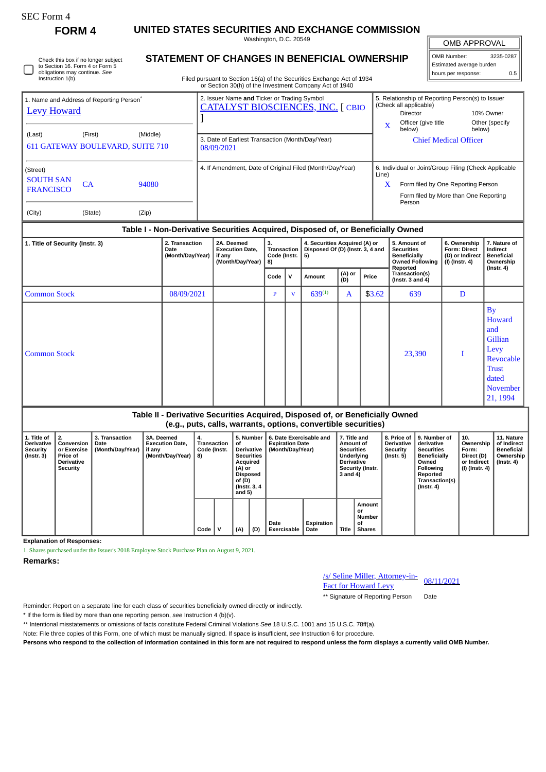SEC Form 4

**FORM 4**

# UNITED STATES SECURITIES AND EXCHANGE COMMISSION

Washington, D.C. 20549

## STATEMENT OF CHANGES IN BENEFICIAL OWNERSHIP

Filed pursuant to Section 16(a) of the Securities Exchange Act of 1934 or Section 30(h) of the Investment Company Act of 1940

| OMB APPROVAL | |
|---|---|
| OMB Number: | 3235-0287 |
| Estimated average burden | |
| hours per response: | 0.5 |

☐ Check this box if no longer subject to Section 16. Form 4 or Form 5 obligations may continue. *See* Instruction 1(b).

1. Name and Address of Reporting Person*
Levy Howard

(Last) (First) (Middle)
611 GATEWAY BOULEVARD, SUITE 710

(Street)
SOUTH SAN FRANCISCO CA 94080

(City) (State) (Zip)

2. Issuer Name **and** Ticker or Trading Symbol
CATALYST BIOSCIENCES, INC. [ CBIO ]

3. Date of Earliest Transaction (Month/Day/Year)
08/09/2021

4. If Amendment, Date of Original Filed (Month/Day/Year)

5. Relationship of Reporting Person(s) to Issuer (Check all applicable)
Director
10% Owner
X Officer (give title below)
Other (specify below)
Chief Medical Officer

6. Individual or Joint/Group Filing (Check Applicable Line)
X Form filed by One Reporting Person
Form filed by More than One Reporting Person

### Table I - Non-Derivative Securities Acquired, Disposed of, or Beneficially Owned

| 1. Title of Security (Instr. 3) | 2. Transaction Date (Month/Day/Year) | 2A. Deemed Execution Date, if any (Month/Day/Year) | 3. Transaction Code (Instr. 8) | | 4. Securities Acquired (A) or Disposed Of (D) (Instr. 3, 4 and 5) | | | 5. Amount of Securities Beneficially Owned Following Reported Transaction(s) (Instr. 3 and 4) | 6. Ownership Form: Direct (D) or Indirect (I) (Instr. 4) | 7. Nature of Indirect Beneficial Ownership (Instr. 4) |
|---|---|---|---|---|---|---|---|---|---|---|
| | | | Code | V | Amount | (A) or (D) | Price | | | |
| Common Stock | 08/09/2021 | | P | V | 639[1] | A | $3.62 | 639 | D | |
| Common Stock | | | | | | | | 23,390 | I | By Howard and Gillian Levy Revocable Trust dated November 21, 1994 |

### Table II - Derivative Securities Acquired, Disposed of, or Beneficially Owned (e.g., puts, calls, warrants, options, convertible securities)

| 1. Title of Derivative Security (Instr. 3) | 2. Conversion or Exercise Price of Derivative Security | 3. Transaction Date (Month/Day/Year) | 3A. Deemed Execution Date, if any (Month/Day/Year) | 4. Transaction Code (Instr. 8) | | 5. Number of Derivative Securities Acquired (A) or Disposed of (D) (Instr. 3, 4 and 5) | | 6. Date Exercisable and Expiration Date (Month/Day/Year) | | 7. Title and Amount of Securities Underlying Derivative Security (Instr. 3 and 4) | | 8. Price of Derivative Security (Instr. 5) | 9. Number of derivative Securities Beneficially Owned Following Reported Transaction(s) (Instr. 4) | 10. Ownership Form: Direct (D) or Indirect (I) (Instr. 4) | 11. Nature of Indirect Beneficial Ownership (Instr. 4) |
|---|---|---|---|---|---|---|---|---|---|---|---|---|---|---|---|
| | | | | Code | V | (A) | (D) | Date Exercisable | Expiration Date | Title | Amount or Number of Shares | | | | |

**Explanation of Responses:**

1. Shares purchased under the Issuer's 2018 Employee Stock Purchase Plan on August 9, 2021.

**Remarks:**

/s/ Seline Miller, Attorney-in-Fact for Howard Levy — 08/11/2021

** Signature of Reporting Person — Date

Reminder: Report on a separate line for each class of securities beneficially owned directly or indirectly.

* If the form is filed by more than one reporting person, *see* Instruction 4 (b)(v).

** Intentional misstatements or omissions of facts constitute Federal Criminal Violations *See* 18 U.S.C. 1001 and 15 U.S.C. 78ff(a).

Note: File three copies of this Form, one of which must be manually signed. If space is insufficient, *see* Instruction 6 for procedure.

**Persons who respond to the collection of information contained in this form are not required to respond unless the form displays a currently valid OMB Number.**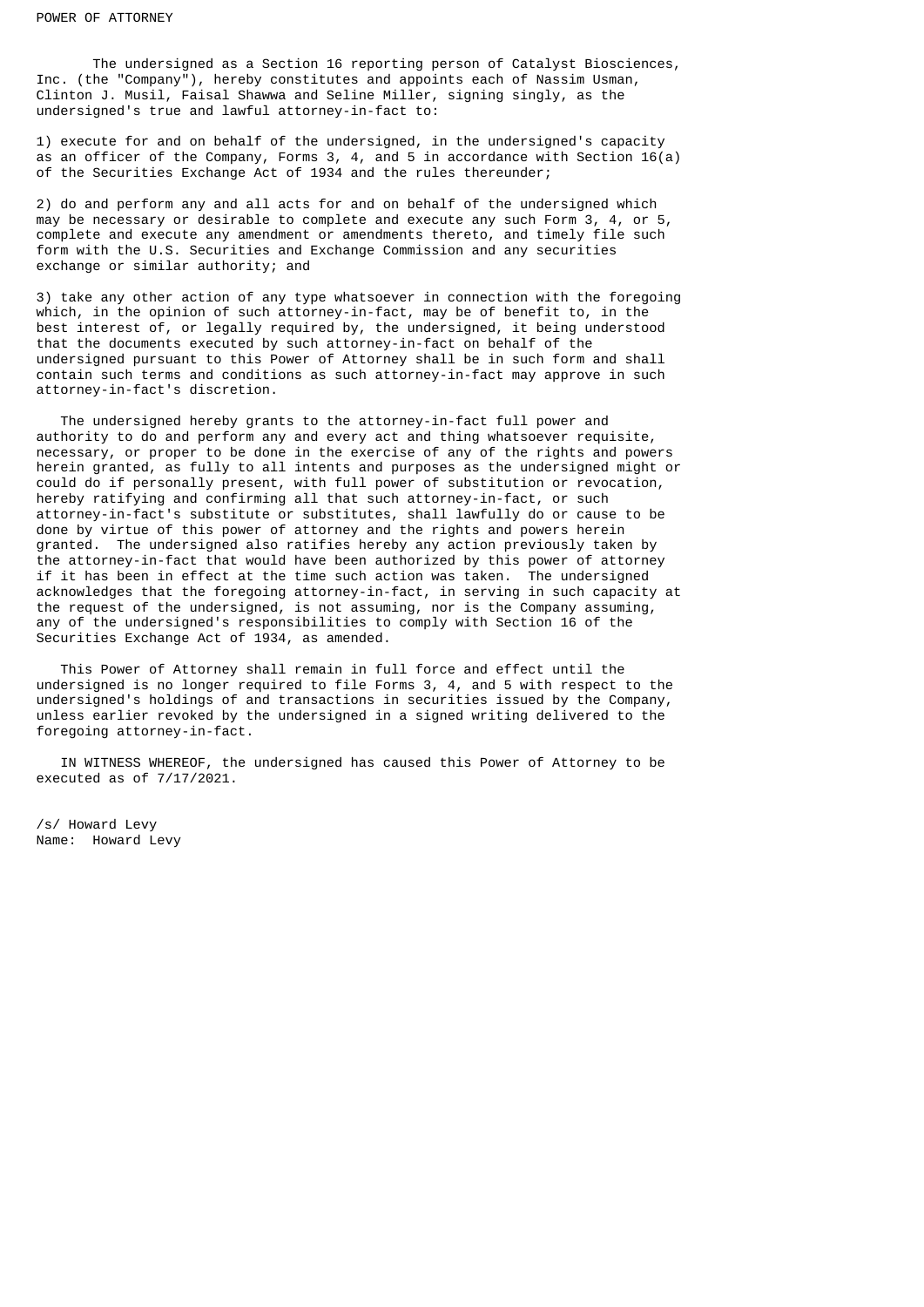POWER OF ATTORNEY

The undersigned as a Section 16 reporting person of Catalyst Biosciences, Inc. (the "Company"), hereby constitutes and appoints each of Nassim Usman, Clinton J. Musil, Faisal Shawwa and Seline Miller, signing singly, as the undersigned's true and lawful attorney-in-fact to:

1) execute for and on behalf of the undersigned, in the undersigned's capacity as an officer of the Company, Forms 3, 4, and 5 in accordance with Section 16(a) of the Securities Exchange Act of 1934 and the rules thereunder;

2) do and perform any and all acts for and on behalf of the undersigned which may be necessary or desirable to complete and execute any such Form 3, 4, or 5, complete and execute any amendment or amendments thereto, and timely file such form with the U.S. Securities and Exchange Commission and any securities exchange or similar authority; and

3) take any other action of any type whatsoever in connection with the foregoing which, in the opinion of such attorney-in-fact, may be of benefit to, in the best interest of, or legally required by, the undersigned, it being understood that the documents executed by such attorney-in-fact on behalf of the undersigned pursuant to this Power of Attorney shall be in such form and shall contain such terms and conditions as such attorney-in-fact may approve in such attorney-in-fact's discretion.

The undersigned hereby grants to the attorney-in-fact full power and authority to do and perform any and every act and thing whatsoever requisite, necessary, or proper to be done in the exercise of any of the rights and powers herein granted, as fully to all intents and purposes as the undersigned might or could do if personally present, with full power of substitution or revocation, hereby ratifying and confirming all that such attorney-in-fact, or such attorney-in-fact's substitute or substitutes, shall lawfully do or cause to be done by virtue of this power of attorney and the rights and powers herein granted. The undersigned also ratifies hereby any action previously taken by the attorney-in-fact that would have been authorized by this power of attorney if it has been in effect at the time such action was taken. The undersigned acknowledges that the foregoing attorney-in-fact, in serving in such capacity at the request of the undersigned, is not assuming, nor is the Company assuming, any of the undersigned's responsibilities to comply with Section 16 of the Securities Exchange Act of 1934, as amended.

This Power of Attorney shall remain in full force and effect until the undersigned is no longer required to file Forms 3, 4, and 5 with respect to the undersigned's holdings of and transactions in securities issued by the Company, unless earlier revoked by the undersigned in a signed writing delivered to the foregoing attorney-in-fact.

IN WITNESS WHEREOF, the undersigned has caused this Power of Attorney to be executed as of 7/17/2021.

/s/ Howard Levy
Name: Howard Levy